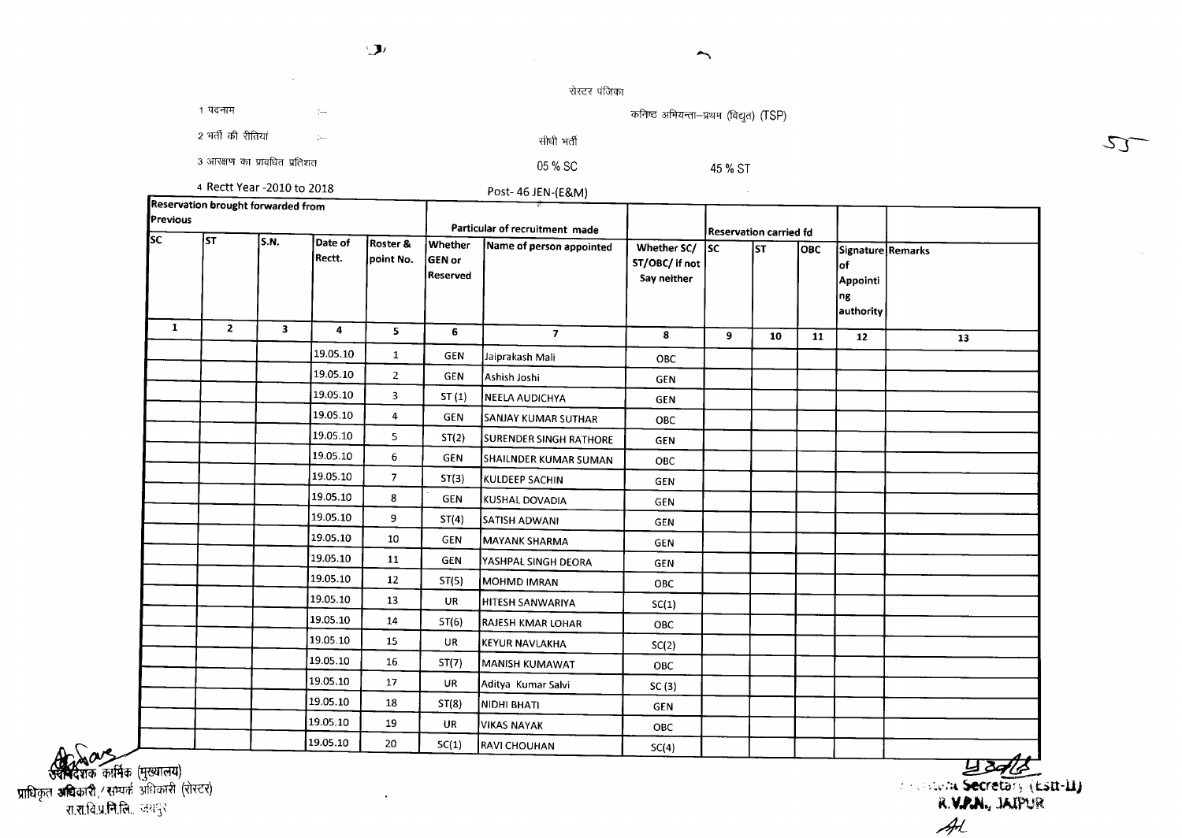रोस्टर पंजिका

1 पदनाम :— कनिष्ठ अभियन्ता–प्रथम (विद्युत) (TSP)

2 भर्ती की रीतियां :— सीधी भर्ती

3 आरक्षण का प्रावधित प्रतिशत 05 % SC 45 % ST

4 Rectt Year -2010 to 2018 Post- 46 JEN-(E&M)

| Reservation brought forwarded from Previous | | | Particular of recruitment made | | | | | Reservation carried fd | | | | |
|---|---|---|---|---|---|---|---|---|---|---|---|---|
| SC | ST | S.N. | Date of Rectt. | Roster & point No. | Whether GEN or Reserved | Name of person appointed | Whether SC/ ST/OBC/ if not Say neither | SC | ST | OBC | Signature of Appointing authority | Remarks |
| 1 | 2 | 3 | 4 | 5 | 6 | 7 | 8 | 9 | 10 | 11 | 12 | 13 |
| | | | 19.05.10 | 1 | GEN | Jaiprakash Mali | OBC | | | | | |
| | | | 19.05.10 | 2 | GEN | Ashish Joshi | GEN | | | | | |
| | | | 19.05.10 | 3 | ST (1) | NEELA AUDICHYA | GEN | | | | | |
| | | | 19.05.10 | 4 | GEN | SANJAY KUMAR SUTHAR | OBC | | | | | |
| | | | 19.05.10 | 5 | ST(2) | SURENDER SINGH RATHORE | GEN | | | | | |
| | | | 19.05.10 | 6 | GEN | SHAILNDER KUMAR SUMAN | OBC | | | | | |
| | | | 19.05.10 | 7 | ST(3) | KULDEEP SACHIN | GEN | | | | | |
| | | | 19.05.10 | 8 | GEN | KUSHAL DOVADIA | GEN | | | | | |
| | | | 19.05.10 | 9 | ST(4) | SATISH ADWANI | GEN | | | | | |
| | | | 19.05.10 | 10 | GEN | MAYANK SHARMA | GEN | | | | | |
| | | | 19.05.10 | 11 | GEN | YASHPAL SINGH DEORA | GEN | | | | | |
| | | | 19.05.10 | 12 | ST(5) | MOHMD IMRAN | OBC | | | | | |
| | | | 19.05.10 | 13 | UR | HITESH SANWARIYA | SC(1) | | | | | |
| | | | 19.05.10 | 14 | ST(6) | RAJESH KMAR LOHAR | OBC | | | | | |
| | | | 19.05.10 | 15 | UR | KEYUR NAVLAKHA | SC(2) | | | | | |
| | | | 19.05.10 | 16 | ST(7) | MANISH KUMAWAT | OBC | | | | | |
| | | | 19.05.10 | 17 | UR | Aditya Kumar Salvi | SC (3) | | | | | |
| | | | 19.05.10 | 18 | ST(8) | NIDHI BHATI | GEN | | | | | |
| | | | 19.05.10 | 19 | UR | VIKAS NAYAK | OBC | | | | | |
| | | | 19.05.10 | 20 | SC(1) | RAVI CHOUHAN | SC(4) | | | | | |

उपनिदेशक कार्मिक (मुख्यालय)
प्राधिकृत अधिकारी / सम्पर्क अधिकारी (रोस्टर)
रा.रा.वि.प्र.नि.लि., जयपुर

Secretary (Estt-II)
R.V.P.N., JAIPUR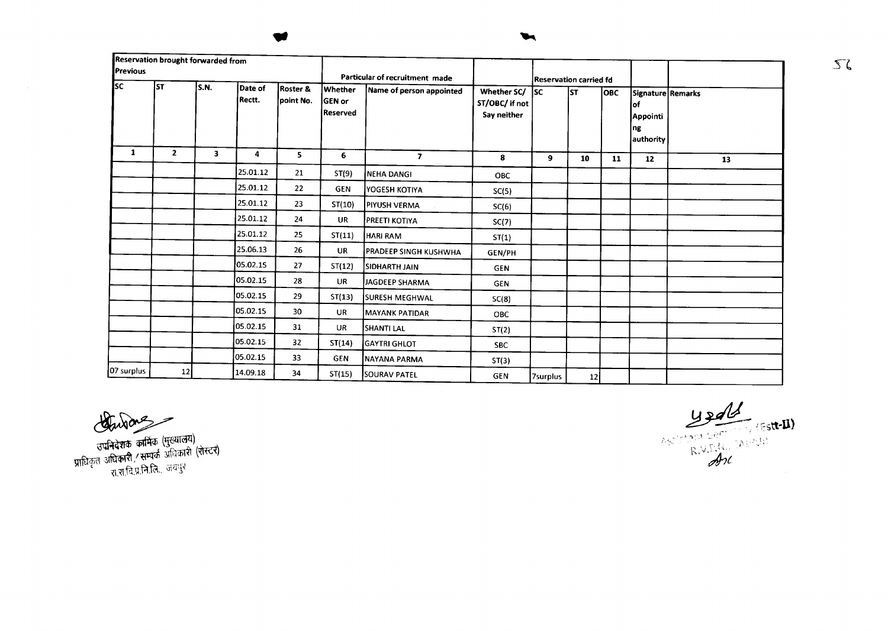| Reservation brought forward from Previous | | | | | Particular of recruitment made | | | Reservation carried fd | | | | |
|---|---|---|---|---|---|---|---|---|---|---|---|---|
| SC | ST | S.N. | Date of Rectt. | Roster & point No. | Whether GEN or Reserved | Name of person appointed | Whether SC/ ST/OBC/ if not Say neither | SC | ST | OBC | Signature of Appointing authority | Remarks |
| 1 | 2 | 3 | 4 | 5 | 6 | 7 | 8 | 9 | 10 | 11 | 12 | 13 |
| | | | 25.01.12 | 21 | ST(9) | NEHA DANGI | OBC | | | | | |
| | | | 25.01.12 | 22 | GEN | YOGESH KOTIYA | SC(5) | | | | | |
| | | | 25.01.12 | 23 | ST(10) | PIYUSH VERMA | SC(6) | | | | | |
| | | | 25.01.12 | 24 | UR | PREETI KOTIYA | SC(7) | | | | | |
| | | | 25.01.12 | 25 | ST(11) | HARI RAM | ST(1) | | | | | |
| | | | 25.06.13 | 26 | UR | PRADEEP SINGH KUSHWHA | GEN/PH | | | | | |
| | | | 05.02.15 | 27 | ST(12) | SIDHARTH JAIN | GEN | | | | | |
| | | | 05.02.15 | 28 | UR | JAGDEEP SHARMA | GEN | | | | | |
| | | | 05.02.15 | 29 | ST(13) | SURESH MEGHWAL | SC(8) | | | | | |
| | | | 05.02.15 | 30 | UR | MAYANK PATIDAR | OBC | | | | | |
| | | | 05.02.15 | 31 | UR | SHANTI LAL | ST(2) | | | | | |
| | | | 05.02.15 | 32 | ST(14) | GAYTRI GHLOT | SBC | | | | | |
| | | | 05.02.15 | 33 | GEN | NAYANA PARMA | ST(3) | | | | | |
| 07 surplus | 12 | | 14.09.18 | 34 | ST(15) | SOURAV PATEL | GEN | 7surplus | 12 | | | |

उपनिदेशक कार्मिक (मुख्यालय)
प्राधिकृत अधिकारी / सम्पर्क अधिकारी (रोस्टर)
रा.रा.वि.प्र.नि.लि., जयपुर

(Estt-II)
R.V.P.N.